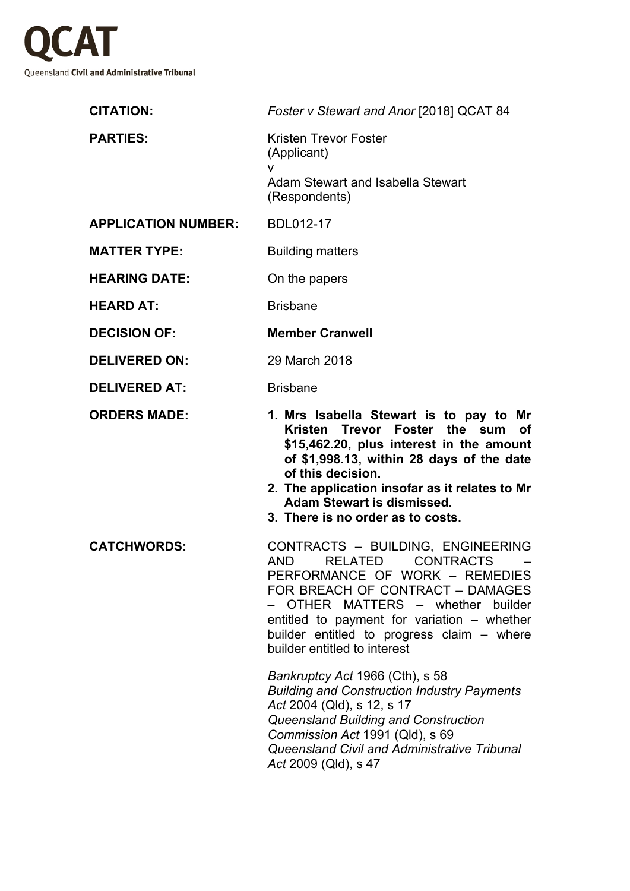**QCAT**

Queensland **Civil and Administrative Tribunal**

| | |
|---|---|
| **CITATION:** | *Foster v Stewart and Anor* [2018] QCAT 84 |
| **PARTIES:** | Kristen Trevor Foster<br>(Applicant)<br>v<br>Adam Stewart and Isabella Stewart<br>(Respondents) |
| **APPLICATION NUMBER:** | BDL012-17 |
| **MATTER TYPE:** | Building matters |
| **HEARING DATE:** | On the papers |
| **HEARD AT:** | Brisbane |
| **DECISION OF:** | **Member Cranwell** |
| **DELIVERED ON:** | 29 March 2018 |
| **DELIVERED AT:** | Brisbane |
| **ORDERS MADE:** | **1. Mrs Isabella Stewart is to pay to Mr Kristen Trevor Foster the sum of \$15,462.20, plus interest in the amount of \$1,998.13, within 28 days of the date of this decision.**<br>**2. The application insofar as it relates to Mr Adam Stewart is dismissed.**<br>**3. There is no order as to costs.** |
| **CATCHWORDS:** | CONTRACTS – BUILDING, ENGINEERING AND RELATED CONTRACTS – PERFORMANCE OF WORK – REMEDIES FOR BREACH OF CONTRACT – DAMAGES – OTHER MATTERS – whether builder entitled to payment for variation – whether builder entitled to progress claim – where builder entitled to interest<br><br>*Bankruptcy Act* 1966 (Cth), s 58<br>*Building and Construction Industry Payments Act* 2004 (Qld), s 12, s 17<br>*Queensland Building and Construction Commission Act* 1991 (Qld), s 69<br>*Queensland Civil and Administrative Tribunal Act* 2009 (Qld), s 47 |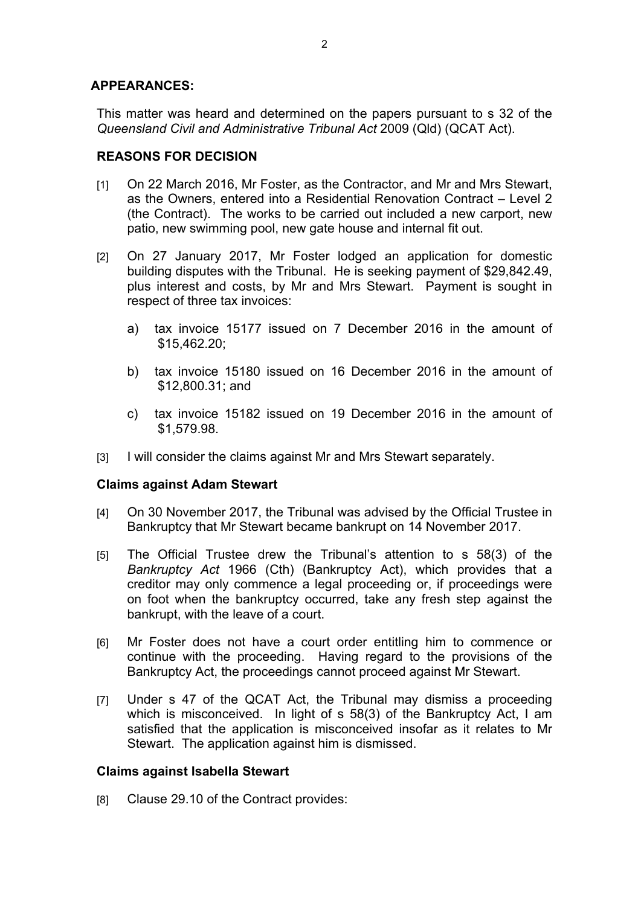## APPEARANCES:

This matter was heard and determined on the papers pursuant to s 32 of the *Queensland Civil and Administrative Tribunal Act* 2009 (Qld) (QCAT Act).

## REASONS FOR DECISION

[1] On 22 March 2016, Mr Foster, as the Contractor, and Mr and Mrs Stewart, as the Owners, entered into a Residential Renovation Contract – Level 2 (the Contract). The works to be carried out included a new carport, new patio, new swimming pool, new gate house and internal fit out.

[2] On 27 January 2017, Mr Foster lodged an application for domestic building disputes with the Tribunal. He is seeking payment of $29,842.49, plus interest and costs, by Mr and Mrs Stewart. Payment is sought in respect of three tax invoices:

a) tax invoice 15177 issued on 7 December 2016 in the amount of $15,462.20;

b) tax invoice 15180 issued on 16 December 2016 in the amount of $12,800.31; and

c) tax invoice 15182 issued on 19 December 2016 in the amount of $1,579.98.

[3] I will consider the claims against Mr and Mrs Stewart separately.

### Claims against Adam Stewart

[4] On 30 November 2017, the Tribunal was advised by the Official Trustee in Bankruptcy that Mr Stewart became bankrupt on 14 November 2017.

[5] The Official Trustee drew the Tribunal's attention to s 58(3) of the *Bankruptcy Act* 1966 (Cth) (Bankruptcy Act), which provides that a creditor may only commence a legal proceeding or, if proceedings were on foot when the bankruptcy occurred, take any fresh step against the bankrupt, with the leave of a court.

[6] Mr Foster does not have a court order entitling him to commence or continue with the proceeding. Having regard to the provisions of the Bankruptcy Act, the proceedings cannot proceed against Mr Stewart.

[7] Under s 47 of the QCAT Act, the Tribunal may dismiss a proceeding which is misconceived. In light of s 58(3) of the Bankruptcy Act, I am satisfied that the application is misconceived insofar as it relates to Mr Stewart. The application against him is dismissed.

### Claims against Isabella Stewart

[8] Clause 29.10 of the Contract provides: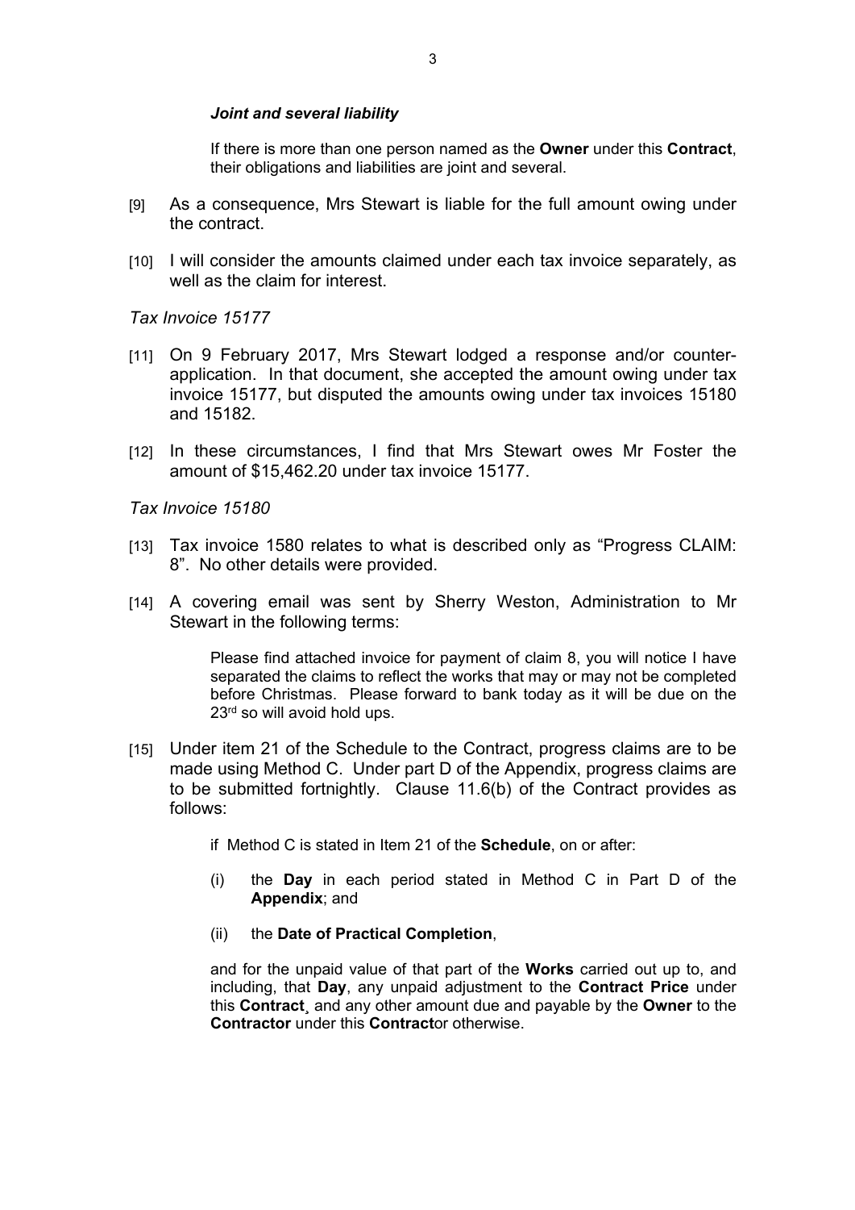***Joint and several liability***

> If there is more than one person named as the **Owner** under this **Contract**, their obligations and liabilities are joint and several.

[9] As a consequence, Mrs Stewart is liable for the full amount owing under the contract.

[10] I will consider the amounts claimed under each tax invoice separately, as well as the claim for interest.

*Tax Invoice 15177*

[11] On 9 February 2017, Mrs Stewart lodged a response and/or counter-application. In that document, she accepted the amount owing under tax invoice 15177, but disputed the amounts owing under tax invoices 15180 and 15182.

[12] In these circumstances, I find that Mrs Stewart owes Mr Foster the amount of $15,462.20 under tax invoice 15177.

*Tax Invoice 15180*

[13] Tax invoice 1580 relates to what is described only as "Progress CLAIM: 8". No other details were provided.

[14] A covering email was sent by Sherry Weston, Administration to Mr Stewart in the following terms:

> Please find attached invoice for payment of claim 8, you will notice I have separated the claims to reflect the works that may or may not be completed before Christmas. Please forward to bank today as it will be due on the 23rd so will avoid hold ups.

[15] Under item 21 of the Schedule to the Contract, progress claims are to be made using Method C. Under part D of the Appendix, progress claims are to be submitted fortnightly. Clause 11.6(b) of the Contract provides as follows:

> if Method C is stated in Item 21 of the **Schedule**, on or after:
>
> (i) the **Day** in each period stated in Method C in Part D of the **Appendix**; and
>
> (ii) the **Date of Practical Completion**,
>
> and for the unpaid value of that part of the **Works** carried out up to, and including, that **Day**, any unpaid adjustment to the **Contract Price** under this **Contract**¸ and any other amount due and payable by the **Owner** to the **Contractor** under this **Contract**or otherwise.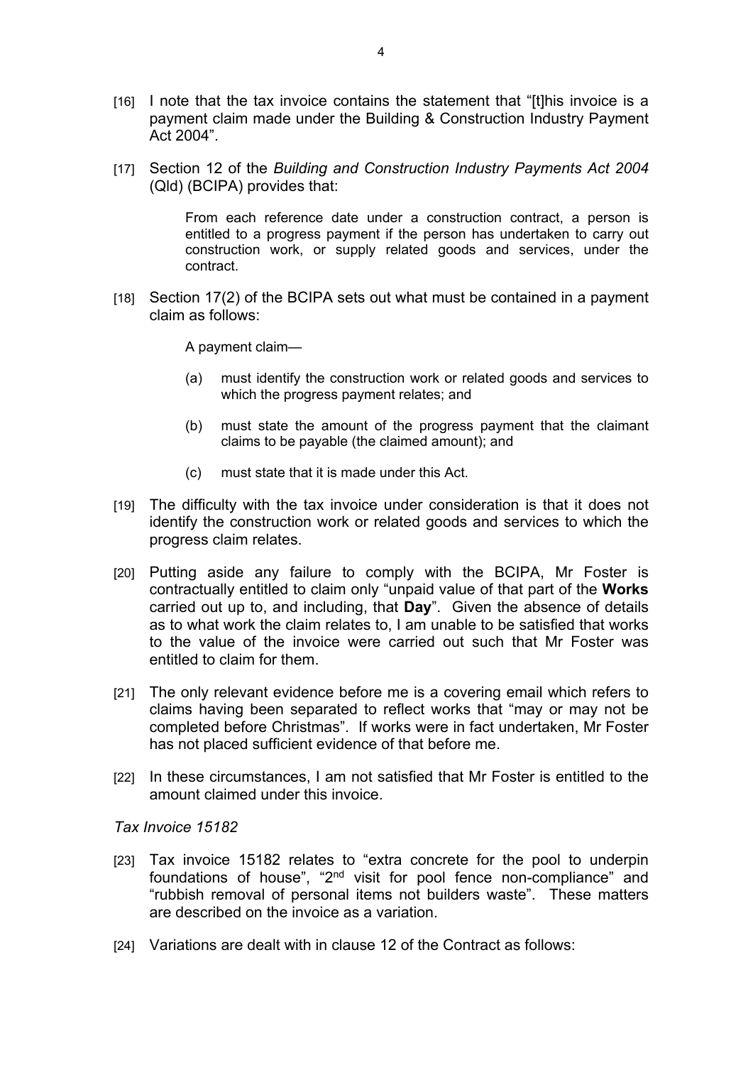[16] I note that the tax invoice contains the statement that "[t]his invoice is a payment claim made under the Building & Construction Industry Payment Act 2004".

[17] Section 12 of the *Building and Construction Industry Payments Act 2004* (Qld) (BCIPA) provides that:

> From each reference date under a construction contract, a person is entitled to a progress payment if the person has undertaken to carry out construction work, or supply related goods and services, under the contract.

[18] Section 17(2) of the BCIPA sets out what must be contained in a payment claim as follows:

> A payment claim—
>
> (a) must identify the construction work or related goods and services to which the progress payment relates; and
>
> (b) must state the amount of the progress payment that the claimant claims to be payable (the claimed amount); and
>
> (c) must state that it is made under this Act.

[19] The difficulty with the tax invoice under consideration is that it does not identify the construction work or related goods and services to which the progress claim relates.

[20] Putting aside any failure to comply with the BCIPA, Mr Foster is contractually entitled to claim only "unpaid value of that part of the **Works** carried out up to, and including, that **Day**". Given the absence of details as to what work the claim relates to, I am unable to be satisfied that works to the value of the invoice were carried out such that Mr Foster was entitled to claim for them.

[21] The only relevant evidence before me is a covering email which refers to claims having been separated to reflect works that "may or may not be completed before Christmas". If works were in fact undertaken, Mr Foster has not placed sufficient evidence of that before me.

[22] In these circumstances, I am not satisfied that Mr Foster is entitled to the amount claimed under this invoice.

*Tax Invoice 15182*

[23] Tax invoice 15182 relates to "extra concrete for the pool to underpin foundations of house", "2nd visit for pool fence non-compliance" and "rubbish removal of personal items not builders waste". These matters are described on the invoice as a variation.

[24] Variations are dealt with in clause 12 of the Contract as follows: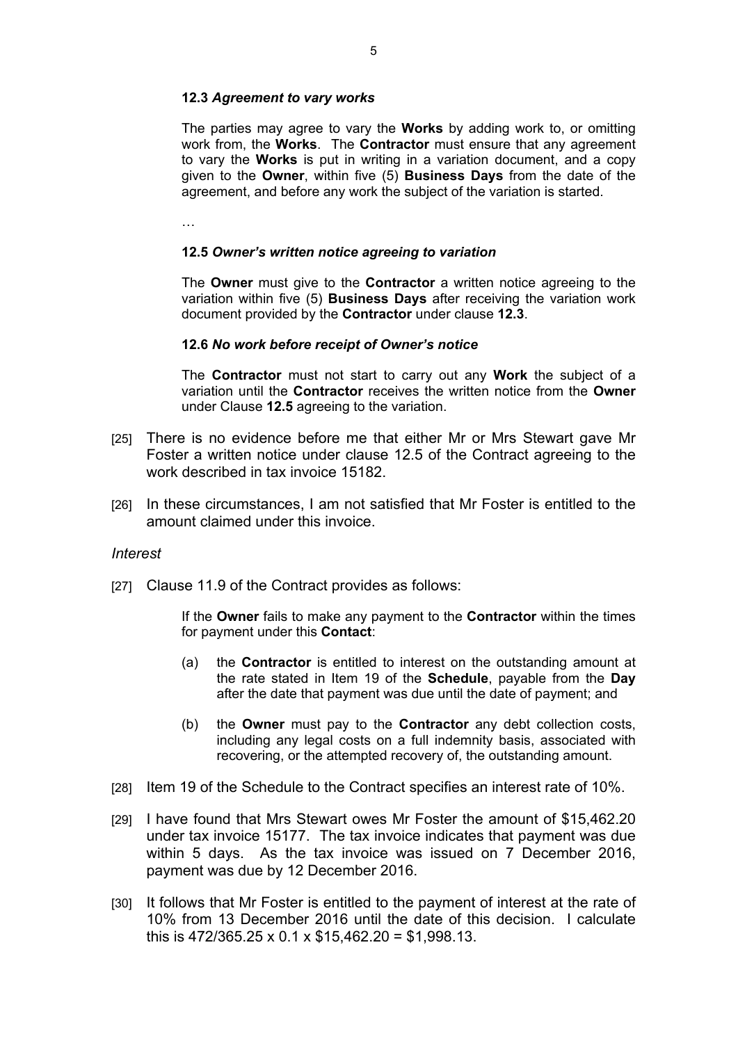**12.3** ***Agreement to vary works***

The parties may agree to vary the **Works** by adding work to, or omitting work from, the **Works**. The **Contractor** must ensure that any agreement to vary the **Works** is put in writing in a variation document, and a copy given to the **Owner**, within five (5) **Business Days** from the date of the agreement, and before any work the subject of the variation is started.

…

**12.5** ***Owner's written notice agreeing to variation***

The **Owner** must give to the **Contractor** a written notice agreeing to the variation within five (5) **Business Days** after receiving the variation work document provided by the **Contractor** under clause **12.3**.

**12.6** ***No work before receipt of Owner's notice***

The **Contractor** must not start to carry out any **Work** the subject of a variation until the **Contractor** receives the written notice from the **Owner** under Clause **12.5** agreeing to the variation.

[25] There is no evidence before me that either Mr or Mrs Stewart gave Mr Foster a written notice under clause 12.5 of the Contract agreeing to the work described in tax invoice 15182.

[26] In these circumstances, I am not satisfied that Mr Foster is entitled to the amount claimed under this invoice.

*Interest*

[27] Clause 11.9 of the Contract provides as follows:

If the **Owner** fails to make any payment to the **Contractor** within the times for payment under this **Contact**:

(a) the **Contractor** is entitled to interest on the outstanding amount at the rate stated in Item 19 of the **Schedule**, payable from the **Day** after the date that payment was due until the date of payment; and

(b) the **Owner** must pay to the **Contractor** any debt collection costs, including any legal costs on a full indemnity basis, associated with recovering, or the attempted recovery of, the outstanding amount.

[28] Item 19 of the Schedule to the Contract specifies an interest rate of 10%.

[29] I have found that Mrs Stewart owes Mr Foster the amount of $15,462.20 under tax invoice 15177. The tax invoice indicates that payment was due within 5 days. As the tax invoice was issued on 7 December 2016, payment was due by 12 December 2016.

[30] It follows that Mr Foster is entitled to the payment of interest at the rate of 10% from 13 December 2016 until the date of this decision. I calculate this is 472/365.25 x 0.1 x $15,462.20 = $1,998.13.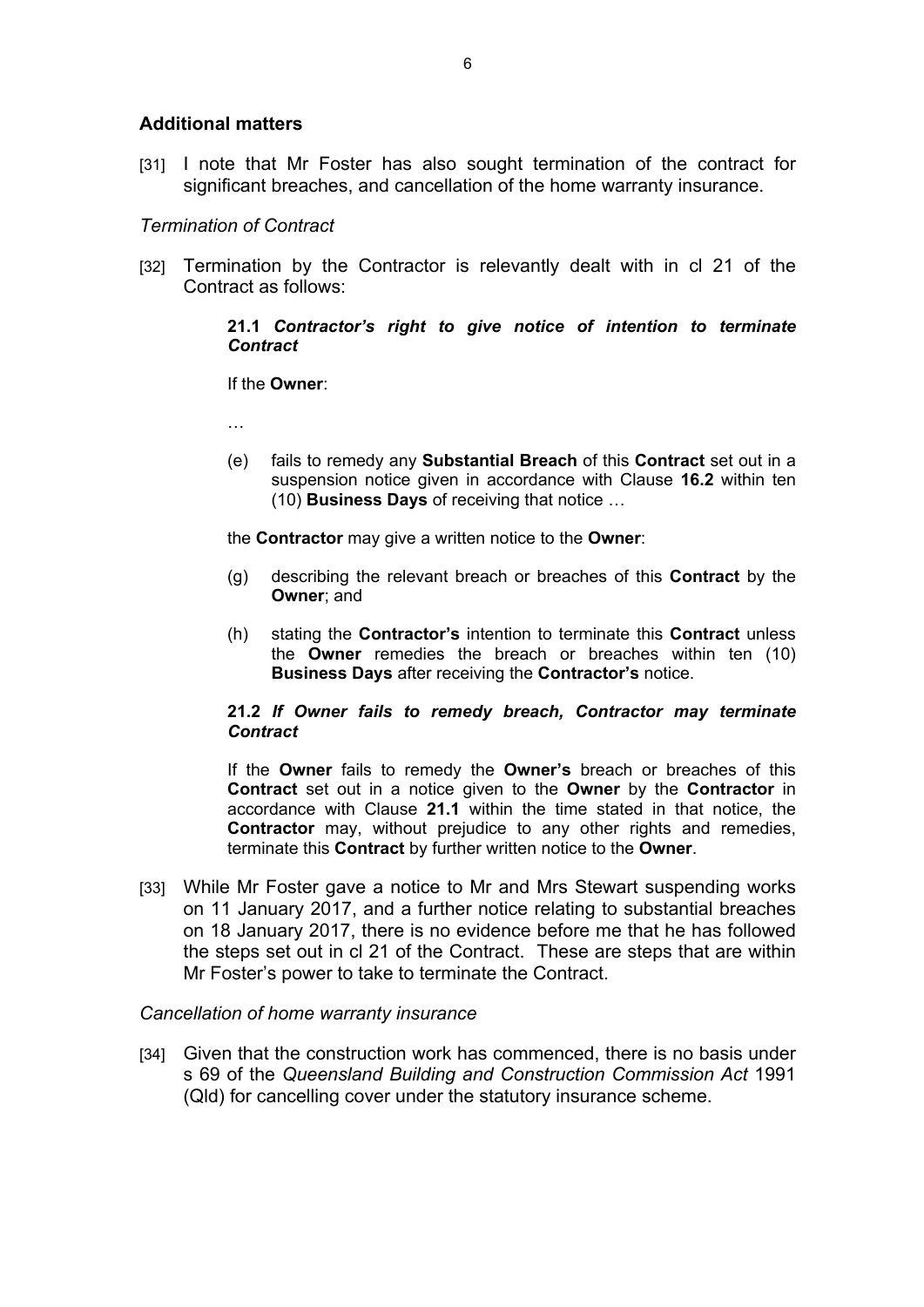## Additional matters

[31] I note that Mr Foster has also sought termination of the contract for significant breaches, and cancellation of the home warranty insurance.

### *Termination of Contract*

[32] Termination by the Contractor is relevantly dealt with in cl 21 of the Contract as follows:

> **21.1** ***Contractor's right to give notice of intention to terminate Contract***
>
> If the **Owner**:
>
> …
>
> (e) fails to remedy any **Substantial Breach** of this **Contract** set out in a suspension notice given in accordance with Clause **16.2** within ten (10) **Business Days** of receiving that notice …
>
> the **Contractor** may give a written notice to the **Owner**:
>
> (g) describing the relevant breach or breaches of this **Contract** by the **Owner**; and
>
> (h) stating the **Contractor's** intention to terminate this **Contract** unless the **Owner** remedies the breach or breaches within ten (10) **Business Days** after receiving the **Contractor's** notice.
>
> **21.2** ***If Owner fails to remedy breach, Contractor may terminate Contract***
>
> If the **Owner** fails to remedy the **Owner's** breach or breaches of this **Contract** set out in a notice given to the **Owner** by the **Contractor** in accordance with Clause **21.1** within the time stated in that notice, the **Contractor** may, without prejudice to any other rights and remedies, terminate this **Contract** by further written notice to the **Owner**.

[33] While Mr Foster gave a notice to Mr and Mrs Stewart suspending works on 11 January 2017, and a further notice relating to substantial breaches on 18 January 2017, there is no evidence before me that he has followed the steps set out in cl 21 of the Contract. These are steps that are within Mr Foster's power to take to terminate the Contract.

### *Cancellation of home warranty insurance*

[34] Given that the construction work has commenced, there is no basis under s 69 of the *Queensland Building and Construction Commission Act* 1991 (Qld) for cancelling cover under the statutory insurance scheme.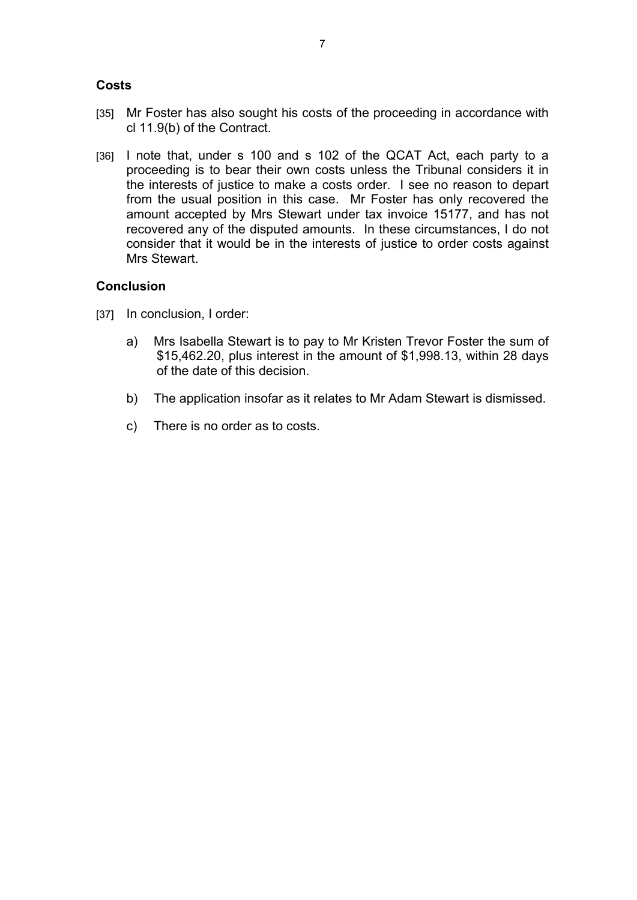## Costs

[35] Mr Foster has also sought his costs of the proceeding in accordance with cl 11.9(b) of the Contract.

[36] I note that, under s 100 and s 102 of the QCAT Act, each party to a proceeding is to bear their own costs unless the Tribunal considers it in the interests of justice to make a costs order. I see no reason to depart from the usual position in this case. Mr Foster has only recovered the amount accepted by Mrs Stewart under tax invoice 15177, and has not recovered any of the disputed amounts. In these circumstances, I do not consider that it would be in the interests of justice to order costs against Mrs Stewart.

## Conclusion

[37] In conclusion, I order:

a) Mrs Isabella Stewart is to pay to Mr Kristen Trevor Foster the sum of $15,462.20, plus interest in the amount of $1,998.13, within 28 days of the date of this decision.

b) The application insofar as it relates to Mr Adam Stewart is dismissed.

c) There is no order as to costs.